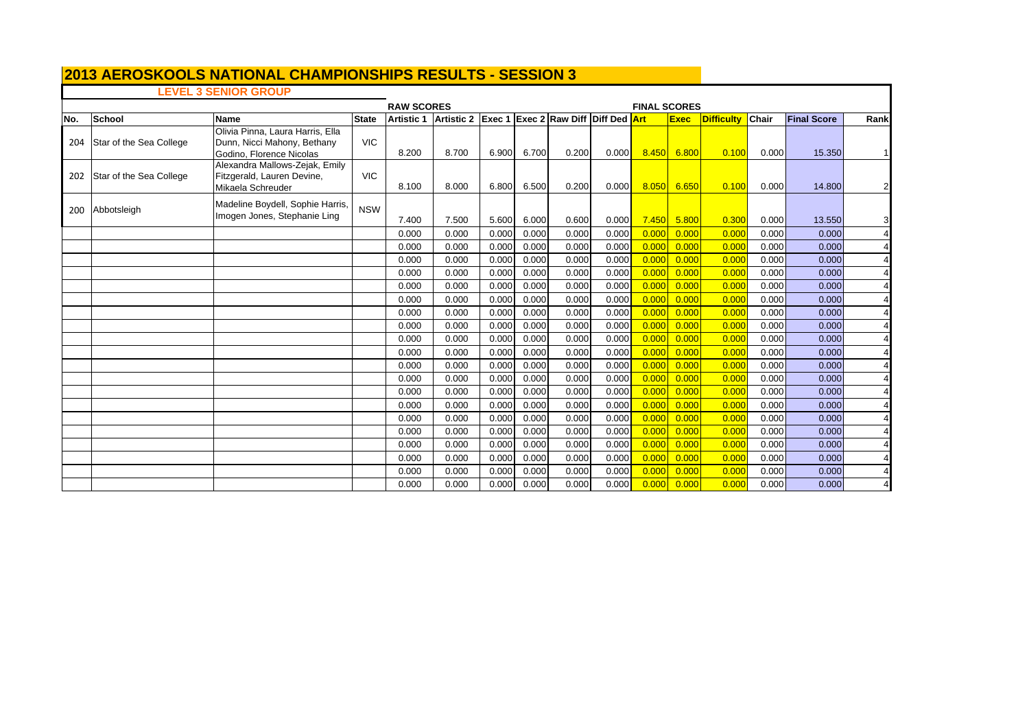# 2013 AEROSKOOLS NATIONAL CHAMPIONSHIPS RESULTS - SESSION 3

## LEVEL 3 SENIOR GROUP

| | | | | RAW SCORES | | | | | | FINAL SCORES | | | | | |
|---|---|---|---|---|---|---|---|---|---|---|---|---|---|---|---|
| No. | School | Name | State | Artistic 1 | Artistic 2 | Exec 1 | Exec 2 | Raw Diff | Diff Ded | Art | Exec | Difficulty | Chair | Final Score | Rank |
| 204 | Star of the Sea College | Olivia Pinna, Laura Harris, Ella Dunn, Nicci Mahony, Bethany Godino, Florence Nicolas | VIC | 8.200 | 8.700 | 6.900 | 6.700 | 0.200 | 0.000 | 8.450 | 6.800 | 0.100 | 0.000 | 15.350 | 1 |
| 202 | Star of the Sea College | Alexandra Mallows-Zejak, Emily Fitzgerald, Lauren Devine, Mikaela Schreuder | VIC | 8.100 | 8.000 | 6.800 | 6.500 | 0.200 | 0.000 | 8.050 | 6.650 | 0.100 | 0.000 | 14.800 | 2 |
| 200 | Abbotsleigh | Madeline Boydell, Sophie Harris, Imogen Jones, Stephanie Ling | NSW | 7.400 | 7.500 | 5.600 | 6.000 | 0.600 | 0.000 | 7.450 | 5.800 | 0.300 | 0.000 | 13.550 | 3 |
| | | | | 0.000 | 0.000 | 0.000 | 0.000 | 0.000 | 0.000 | 0.000 | 0.000 | 0.000 | 0.000 | 0.000 | 4 |
| | | | | 0.000 | 0.000 | 0.000 | 0.000 | 0.000 | 0.000 | 0.000 | 0.000 | 0.000 | 0.000 | 0.000 | 4 |
| | | | | 0.000 | 0.000 | 0.000 | 0.000 | 0.000 | 0.000 | 0.000 | 0.000 | 0.000 | 0.000 | 0.000 | 4 |
| | | | | 0.000 | 0.000 | 0.000 | 0.000 | 0.000 | 0.000 | 0.000 | 0.000 | 0.000 | 0.000 | 0.000 | 4 |
| | | | | 0.000 | 0.000 | 0.000 | 0.000 | 0.000 | 0.000 | 0.000 | 0.000 | 0.000 | 0.000 | 0.000 | 4 |
| | | | | 0.000 | 0.000 | 0.000 | 0.000 | 0.000 | 0.000 | 0.000 | 0.000 | 0.000 | 0.000 | 0.000 | 4 |
| | | | | 0.000 | 0.000 | 0.000 | 0.000 | 0.000 | 0.000 | 0.000 | 0.000 | 0.000 | 0.000 | 0.000 | 4 |
| | | | | 0.000 | 0.000 | 0.000 | 0.000 | 0.000 | 0.000 | 0.000 | 0.000 | 0.000 | 0.000 | 0.000 | 4 |
| | | | | 0.000 | 0.000 | 0.000 | 0.000 | 0.000 | 0.000 | 0.000 | 0.000 | 0.000 | 0.000 | 0.000 | 4 |
| | | | | 0.000 | 0.000 | 0.000 | 0.000 | 0.000 | 0.000 | 0.000 | 0.000 | 0.000 | 0.000 | 0.000 | 4 |
| | | | | 0.000 | 0.000 | 0.000 | 0.000 | 0.000 | 0.000 | 0.000 | 0.000 | 0.000 | 0.000 | 0.000 | 4 |
| | | | | 0.000 | 0.000 | 0.000 | 0.000 | 0.000 | 0.000 | 0.000 | 0.000 | 0.000 | 0.000 | 0.000 | 4 |
| | | | | 0.000 | 0.000 | 0.000 | 0.000 | 0.000 | 0.000 | 0.000 | 0.000 | 0.000 | 0.000 | 0.000 | 4 |
| | | | | 0.000 | 0.000 | 0.000 | 0.000 | 0.000 | 0.000 | 0.000 | 0.000 | 0.000 | 0.000 | 0.000 | 4 |
| | | | | 0.000 | 0.000 | 0.000 | 0.000 | 0.000 | 0.000 | 0.000 | 0.000 | 0.000 | 0.000 | 0.000 | 4 |
| | | | | 0.000 | 0.000 | 0.000 | 0.000 | 0.000 | 0.000 | 0.000 | 0.000 | 0.000 | 0.000 | 0.000 | 4 |
| | | | | 0.000 | 0.000 | 0.000 | 0.000 | 0.000 | 0.000 | 0.000 | 0.000 | 0.000 | 0.000 | 0.000 | 4 |
| | | | | 0.000 | 0.000 | 0.000 | 0.000 | 0.000 | 0.000 | 0.000 | 0.000 | 0.000 | 0.000 | 0.000 | 4 |
| | | | | 0.000 | 0.000 | 0.000 | 0.000 | 0.000 | 0.000 | 0.000 | 0.000 | 0.000 | 0.000 | 0.000 | 4 |
| | | | | 0.000 | 0.000 | 0.000 | 0.000 | 0.000 | 0.000 | 0.000 | 0.000 | 0.000 | 0.000 | 0.000 | 4 |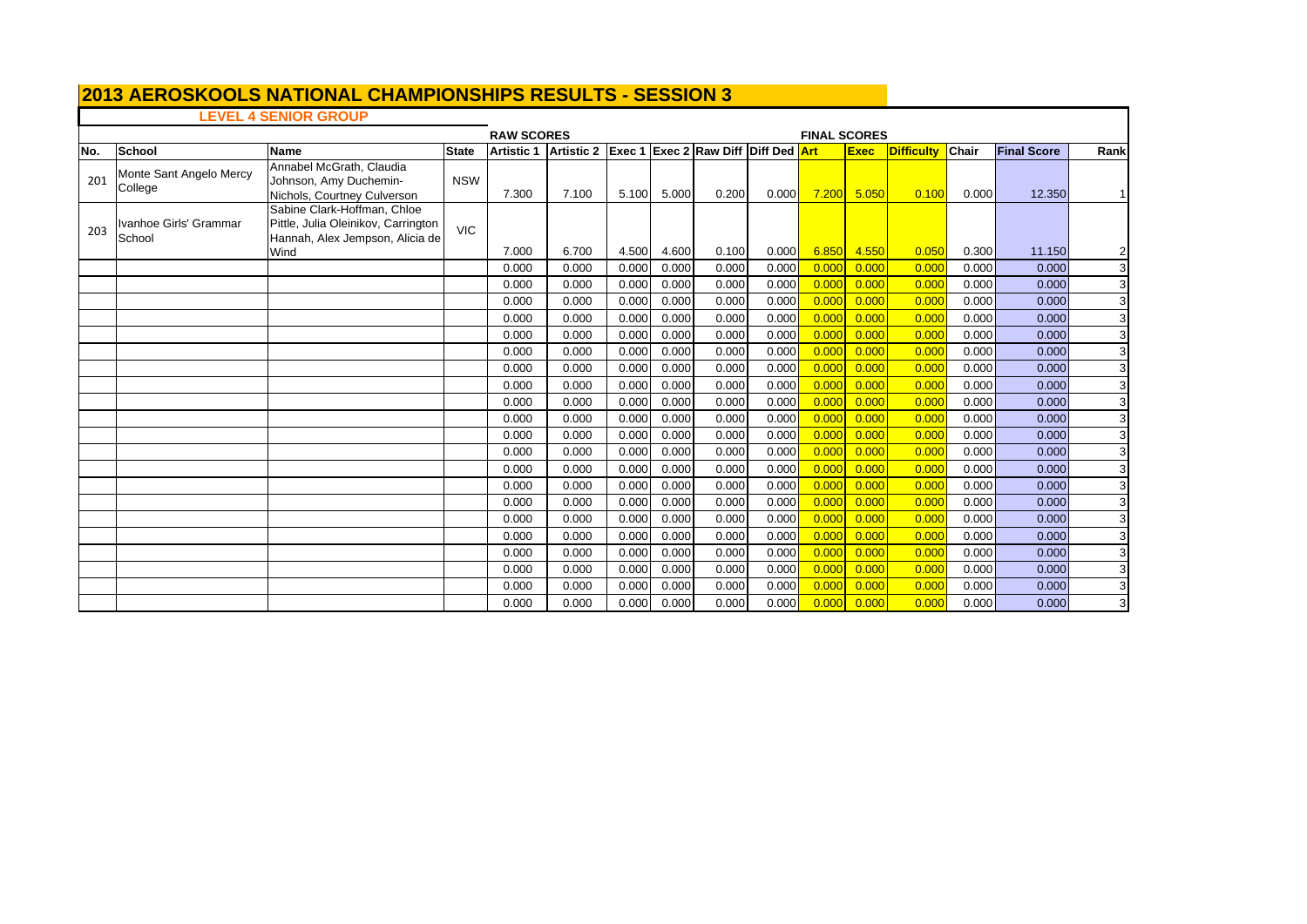# 2013 AEROSKOOLS NATIONAL CHAMPIONSHIPS RESULTS - SESSION 3

## LEVEL 4 SENIOR GROUP

| | | | | RAW SCORES | | | | | | FINAL SCORES | | | | | |
|---|---|---|---|---|---|---|---|---|---|---|---|---|---|---|---|
| No. | School | Name | State | Artistic 1 | Artistic 2 | Exec 1 | Exec 2 | Raw Diff | Diff Ded | Art | Exec | Difficulty | Chair | Final Score | Rank |
| 201 | Monte Sant Angelo Mercy College | Annabel McGrath, Claudia Johnson, Amy Duchemin-Nichols, Courtney Culverson | NSW | 7.300 | 7.100 | 5.100 | 5.000 | 0.200 | 0.000 | 7.200 | 5.050 | 0.100 | 0.000 | 12.350 | 1 |
| 203 | Ivanhoe Girls' Grammar School | Sabine Clark-Hoffman, Chloe Pittle, Julia Oleinikov, Carrington Hannah, Alex Jempson, Alicia de Wind | VIC | 7.000 | 6.700 | 4.500 | 4.600 | 0.100 | 0.000 | 6.850 | 4.550 | 0.050 | 0.300 | 11.150 | 2 |
| | | | | 0.000 | 0.000 | 0.000 | 0.000 | 0.000 | 0.000 | 0.000 | 0.000 | 0.000 | 0.000 | 0.000 | 3 |
| | | | | 0.000 | 0.000 | 0.000 | 0.000 | 0.000 | 0.000 | 0.000 | 0.000 | 0.000 | 0.000 | 0.000 | 3 |
| | | | | 0.000 | 0.000 | 0.000 | 0.000 | 0.000 | 0.000 | 0.000 | 0.000 | 0.000 | 0.000 | 0.000 | 3 |
| | | | | 0.000 | 0.000 | 0.000 | 0.000 | 0.000 | 0.000 | 0.000 | 0.000 | 0.000 | 0.000 | 0.000 | 3 |
| | | | | 0.000 | 0.000 | 0.000 | 0.000 | 0.000 | 0.000 | 0.000 | 0.000 | 0.000 | 0.000 | 0.000 | 3 |
| | | | | 0.000 | 0.000 | 0.000 | 0.000 | 0.000 | 0.000 | 0.000 | 0.000 | 0.000 | 0.000 | 0.000 | 3 |
| | | | | 0.000 | 0.000 | 0.000 | 0.000 | 0.000 | 0.000 | 0.000 | 0.000 | 0.000 | 0.000 | 0.000 | 3 |
| | | | | 0.000 | 0.000 | 0.000 | 0.000 | 0.000 | 0.000 | 0.000 | 0.000 | 0.000 | 0.000 | 0.000 | 3 |
| | | | | 0.000 | 0.000 | 0.000 | 0.000 | 0.000 | 0.000 | 0.000 | 0.000 | 0.000 | 0.000 | 0.000 | 3 |
| | | | | 0.000 | 0.000 | 0.000 | 0.000 | 0.000 | 0.000 | 0.000 | 0.000 | 0.000 | 0.000 | 0.000 | 3 |
| | | | | 0.000 | 0.000 | 0.000 | 0.000 | 0.000 | 0.000 | 0.000 | 0.000 | 0.000 | 0.000 | 0.000 | 3 |
| | | | | 0.000 | 0.000 | 0.000 | 0.000 | 0.000 | 0.000 | 0.000 | 0.000 | 0.000 | 0.000 | 0.000 | 3 |
| | | | | 0.000 | 0.000 | 0.000 | 0.000 | 0.000 | 0.000 | 0.000 | 0.000 | 0.000 | 0.000 | 0.000 | 3 |
| | | | | 0.000 | 0.000 | 0.000 | 0.000 | 0.000 | 0.000 | 0.000 | 0.000 | 0.000 | 0.000 | 0.000 | 3 |
| | | | | 0.000 | 0.000 | 0.000 | 0.000 | 0.000 | 0.000 | 0.000 | 0.000 | 0.000 | 0.000 | 0.000 | 3 |
| | | | | 0.000 | 0.000 | 0.000 | 0.000 | 0.000 | 0.000 | 0.000 | 0.000 | 0.000 | 0.000 | 0.000 | 3 |
| | | | | 0.000 | 0.000 | 0.000 | 0.000 | 0.000 | 0.000 | 0.000 | 0.000 | 0.000 | 0.000 | 0.000 | 3 |
| | | | | 0.000 | 0.000 | 0.000 | 0.000 | 0.000 | 0.000 | 0.000 | 0.000 | 0.000 | 0.000 | 0.000 | 3 |
| | | | | 0.000 | 0.000 | 0.000 | 0.000 | 0.000 | 0.000 | 0.000 | 0.000 | 0.000 | 0.000 | 0.000 | 3 |
| | | | | 0.000 | 0.000 | 0.000 | 0.000 | 0.000 | 0.000 | 0.000 | 0.000 | 0.000 | 0.000 | 0.000 | 3 |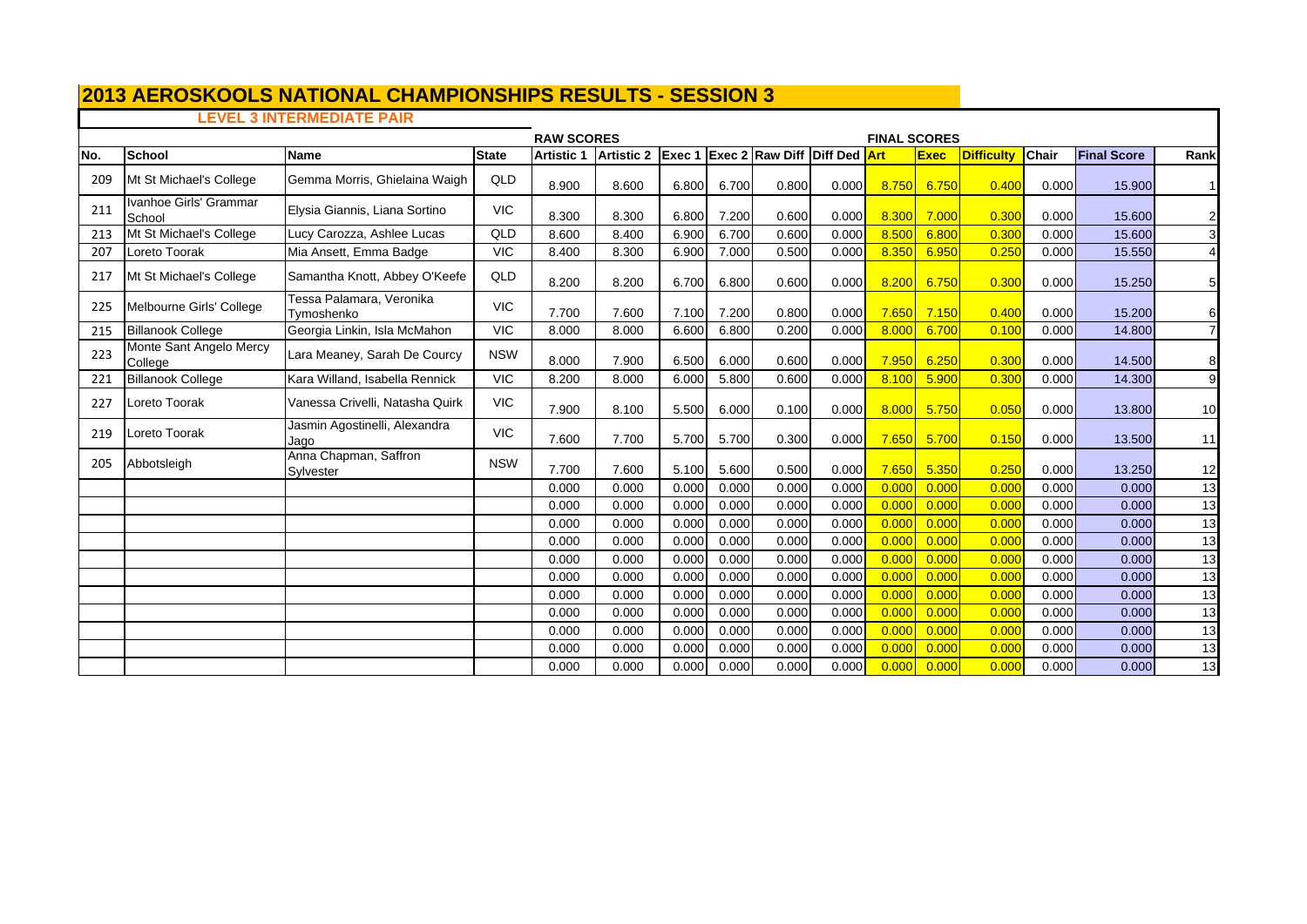# 2013 AEROSKOOLS NATIONAL CHAMPIONSHIPS RESULTS - SESSION 3

**LEVEL 3 INTERMEDIATE PAIR**

| | | | | RAW SCORES | | | | | | FINAL SCORES | | | | | |
|---|---|---|---|---|---|---|---|---|---|---|---|---|---|---|---|
| No. | School | Name | State | Artistic 1 | Artistic 2 | Exec 1 | Exec 2 | Raw Diff | Diff Ded | Art | Exec | Difficulty | Chair | Final Score | Rank |
| 209 | Mt St Michael's College | Gemma Morris, Ghielaina Waigh | QLD | 8.900 | 8.600 | 6.800 | 6.700 | 0.800 | 0.000 | 8.750 | 6.750 | 0.400 | 0.000 | 15.900 | 1 |
| 211 | Ivanhoe Girls' Grammar School | Elysia Giannis, Liana Sortino | VIC | 8.300 | 8.300 | 6.800 | 7.200 | 0.600 | 0.000 | 8.300 | 7.000 | 0.300 | 0.000 | 15.600 | 2 |
| 213 | Mt St Michael's College | Lucy Carozza, Ashlee Lucas | QLD | 8.600 | 8.400 | 6.900 | 6.700 | 0.600 | 0.000 | 8.500 | 6.800 | 0.300 | 0.000 | 15.600 | 3 |
| 207 | Loreto Toorak | Mia Ansett, Emma Badge | VIC | 8.400 | 8.300 | 6.900 | 7.000 | 0.500 | 0.000 | 8.350 | 6.950 | 0.250 | 0.000 | 15.550 | 4 |
| 217 | Mt St Michael's College | Samantha Knott, Abbey O'Keefe | QLD | 8.200 | 8.200 | 6.700 | 6.800 | 0.600 | 0.000 | 8.200 | 6.750 | 0.300 | 0.000 | 15.250 | 5 |
| 225 | Melbourne Girls' College | Tessa Palamara, Veronika Tymoshenko | VIC | 7.700 | 7.600 | 7.100 | 7.200 | 0.800 | 0.000 | 7.650 | 7.150 | 0.400 | 0.000 | 15.200 | 6 |
| 215 | Billanook College | Georgia Linkin, Isla McMahon | VIC | 8.000 | 8.000 | 6.600 | 6.800 | 0.200 | 0.000 | 8.000 | 6.700 | 0.100 | 0.000 | 14.800 | 7 |
| 223 | Monte Sant Angelo Mercy College | Lara Meaney, Sarah De Courcy | NSW | 8.000 | 7.900 | 6.500 | 6.000 | 0.600 | 0.000 | 7.950 | 6.250 | 0.300 | 0.000 | 14.500 | 8 |
| 221 | Billanook College | Kara Willand, Isabella Rennick | VIC | 8.200 | 8.000 | 6.000 | 5.800 | 0.600 | 0.000 | 8.100 | 5.900 | 0.300 | 0.000 | 14.300 | 9 |
| 227 | Loreto Toorak | Vanessa Crivelli, Natasha Quirk | VIC | 7.900 | 8.100 | 5.500 | 6.000 | 0.100 | 0.000 | 8.000 | 5.750 | 0.050 | 0.000 | 13.800 | 10 |
| 219 | Loreto Toorak | Jasmin Agostinelli, Alexandra Jago | VIC | 7.600 | 7.700 | 5.700 | 5.700 | 0.300 | 0.000 | 7.650 | 5.700 | 0.150 | 0.000 | 13.500 | 11 |
| 205 | Abbotsleigh | Anna Chapman, Saffron Sylvester | NSW | 7.700 | 7.600 | 5.100 | 5.600 | 0.500 | 0.000 | 7.650 | 5.350 | 0.250 | 0.000 | 13.250 | 12 |
| | | | | 0.000 | 0.000 | 0.000 | 0.000 | 0.000 | 0.000 | 0.000 | 0.000 | 0.000 | 0.000 | 0.000 | 13 |
| | | | | 0.000 | 0.000 | 0.000 | 0.000 | 0.000 | 0.000 | 0.000 | 0.000 | 0.000 | 0.000 | 0.000 | 13 |
| | | | | 0.000 | 0.000 | 0.000 | 0.000 | 0.000 | 0.000 | 0.000 | 0.000 | 0.000 | 0.000 | 0.000 | 13 |
| | | | | 0.000 | 0.000 | 0.000 | 0.000 | 0.000 | 0.000 | 0.000 | 0.000 | 0.000 | 0.000 | 0.000 | 13 |
| | | | | 0.000 | 0.000 | 0.000 | 0.000 | 0.000 | 0.000 | 0.000 | 0.000 | 0.000 | 0.000 | 0.000 | 13 |
| | | | | 0.000 | 0.000 | 0.000 | 0.000 | 0.000 | 0.000 | 0.000 | 0.000 | 0.000 | 0.000 | 0.000 | 13 |
| | | | | 0.000 | 0.000 | 0.000 | 0.000 | 0.000 | 0.000 | 0.000 | 0.000 | 0.000 | 0.000 | 0.000 | 13 |
| | | | | 0.000 | 0.000 | 0.000 | 0.000 | 0.000 | 0.000 | 0.000 | 0.000 | 0.000 | 0.000 | 0.000 | 13 |
| | | | | 0.000 | 0.000 | 0.000 | 0.000 | 0.000 | 0.000 | 0.000 | 0.000 | 0.000 | 0.000 | 0.000 | 13 |
| | | | | 0.000 | 0.000 | 0.000 | 0.000 | 0.000 | 0.000 | 0.000 | 0.000 | 0.000 | 0.000 | 0.000 | 13 |
| | | | | 0.000 | 0.000 | 0.000 | 0.000 | 0.000 | 0.000 | 0.000 | 0.000 | 0.000 | 0.000 | 0.000 | 13 |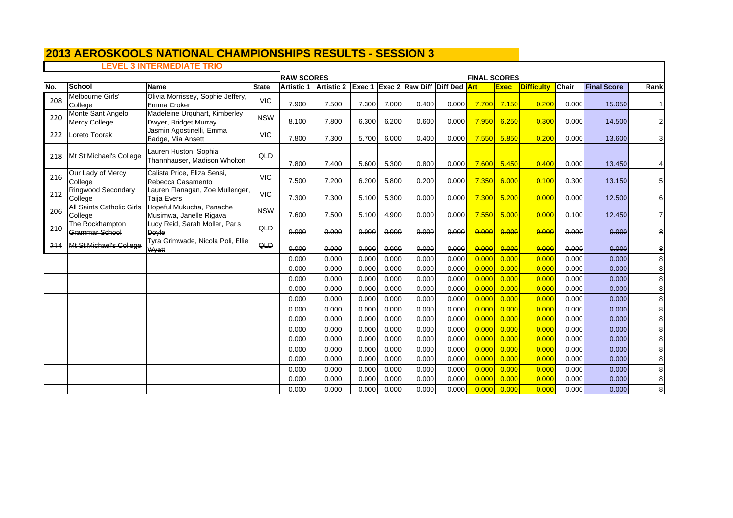# 2013 AEROSKOOLS NATIONAL CHAMPIONSHIPS RESULTS - SESSION 3

### LEVEL 3 INTERMEDIATE TRIO

| | | | | RAW SCORES | | | | | | FINAL SCORES | | | | | |
|---|---|---|---|---|---|---|---|---|---|---|---|---|---|---|---|
| **No.** | **School** | **Name** | **State** | **Artistic 1** | **Artistic 2** | **Exec 1** | **Exec 2** | **Raw Diff** | **Diff Ded** | **Art** | **Exec** | **Difficulty** | **Chair** | **Final Score** | **Rank** |
| 208 | Melbourne Girls' College | Olivia Morrissey, Sophie Jeffery, Emma Croker | VIC | 7.900 | 7.500 | 7.300 | 7.000 | 0.400 | 0.000 | 7.700 | 7.150 | 0.200 | 0.000 | 15.050 | 1 |
| 220 | Monte Sant Angelo Mercy College | Madeleine Urquhart, Kimberley Dwyer, Bridget Murray | NSW | 8.100 | 7.800 | 6.300 | 6.200 | 0.600 | 0.000 | 7.950 | 6.250 | 0.300 | 0.000 | 14.500 | 2 |
| 222 | Loreto Toorak | Jasmin Agostinelli, Emma Badge, Mia Ansett | VIC | 7.800 | 7.300 | 5.700 | 6.000 | 0.400 | 0.000 | 7.550 | 5.850 | 0.200 | 0.000 | 13.600 | 3 |
| 218 | Mt St Michael's College | Lauren Huston, Sophia Thannhauser, Madison Wholton | QLD | 7.800 | 7.400 | 5.600 | 5.300 | 0.800 | 0.000 | 7.600 | 5.450 | 0.400 | 0.000 | 13.450 | 4 |
| 216 | Our Lady of Mercy College | Calista Price, Eliza Sensi, Rebecca Casamento | VIC | 7.500 | 7.200 | 6.200 | 5.800 | 0.200 | 0.000 | 7.350 | 6.000 | 0.100 | 0.300 | 13.150 | 5 |
| 212 | Ringwood Secondary College | Lauren Flanagan, Zoe Mullenger, Taija Evers | VIC | 7.300 | 7.300 | 5.100 | 5.300 | 0.000 | 0.000 | 7.300 | 5.200 | 0.000 | 0.000 | 12.500 | 6 |
| 206 | All Saints Catholic Girls College | Hopeful Mukucha, Panache Musimwa, Janelle Rigava | NSW | 7.600 | 7.500 | 5.100 | 4.900 | 0.000 | 0.000 | 7.550 | 5.000 | 0.000 | 0.100 | 12.450 | 7 |
| ~~210~~ | ~~The Rockhampton Grammar School~~ | ~~Lucy Reid, Sarah Moller, Paris Doyle~~ | ~~QLD~~ | ~~0.000~~ | ~~0.000~~ | ~~0.000~~ | ~~0.000~~ | ~~0.000~~ | ~~0.000~~ | ~~0.000~~ | ~~0.000~~ | ~~0.000~~ | ~~0.000~~ | ~~0.000~~ | ~~8~~ |
| ~~214~~ | ~~Mt St Michael's College~~ | ~~Tyra Grimwade, Nicola Poli, Ellie Wyatt~~ | ~~QLD~~ | ~~0.000~~ | ~~0.000~~ | ~~0.000~~ | ~~0.000~~ | ~~0.000~~ | ~~0.000~~ | ~~0.000~~ | ~~0.000~~ | ~~0.000~~ | ~~0.000~~ | ~~0.000~~ | ~~8~~ |
| | | | | 0.000 | 0.000 | 0.000 | 0.000 | 0.000 | 0.000 | 0.000 | 0.000 | 0.000 | 0.000 | 0.000 | 8 |
| | | | | 0.000 | 0.000 | 0.000 | 0.000 | 0.000 | 0.000 | 0.000 | 0.000 | 0.000 | 0.000 | 0.000 | 8 |
| | | | | 0.000 | 0.000 | 0.000 | 0.000 | 0.000 | 0.000 | 0.000 | 0.000 | 0.000 | 0.000 | 0.000 | 8 |
| | | | | 0.000 | 0.000 | 0.000 | 0.000 | 0.000 | 0.000 | 0.000 | 0.000 | 0.000 | 0.000 | 0.000 | 8 |
| | | | | 0.000 | 0.000 | 0.000 | 0.000 | 0.000 | 0.000 | 0.000 | 0.000 | 0.000 | 0.000 | 0.000 | 8 |
| | | | | 0.000 | 0.000 | 0.000 | 0.000 | 0.000 | 0.000 | 0.000 | 0.000 | 0.000 | 0.000 | 0.000 | 8 |
| | | | | 0.000 | 0.000 | 0.000 | 0.000 | 0.000 | 0.000 | 0.000 | 0.000 | 0.000 | 0.000 | 0.000 | 8 |
| | | | | 0.000 | 0.000 | 0.000 | 0.000 | 0.000 | 0.000 | 0.000 | 0.000 | 0.000 | 0.000 | 0.000 | 8 |
| | | | | 0.000 | 0.000 | 0.000 | 0.000 | 0.000 | 0.000 | 0.000 | 0.000 | 0.000 | 0.000 | 0.000 | 8 |
| | | | | 0.000 | 0.000 | 0.000 | 0.000 | 0.000 | 0.000 | 0.000 | 0.000 | 0.000 | 0.000 | 0.000 | 8 |
| | | | | 0.000 | 0.000 | 0.000 | 0.000 | 0.000 | 0.000 | 0.000 | 0.000 | 0.000 | 0.000 | 0.000 | 8 |
| | | | | 0.000 | 0.000 | 0.000 | 0.000 | 0.000 | 0.000 | 0.000 | 0.000 | 0.000 | 0.000 | 0.000 | 8 |
| | | | | 0.000 | 0.000 | 0.000 | 0.000 | 0.000 | 0.000 | 0.000 | 0.000 | 0.000 | 0.000 | 0.000 | 8 |
| | | | | 0.000 | 0.000 | 0.000 | 0.000 | 0.000 | 0.000 | 0.000 | 0.000 | 0.000 | 0.000 | 0.000 | 8 |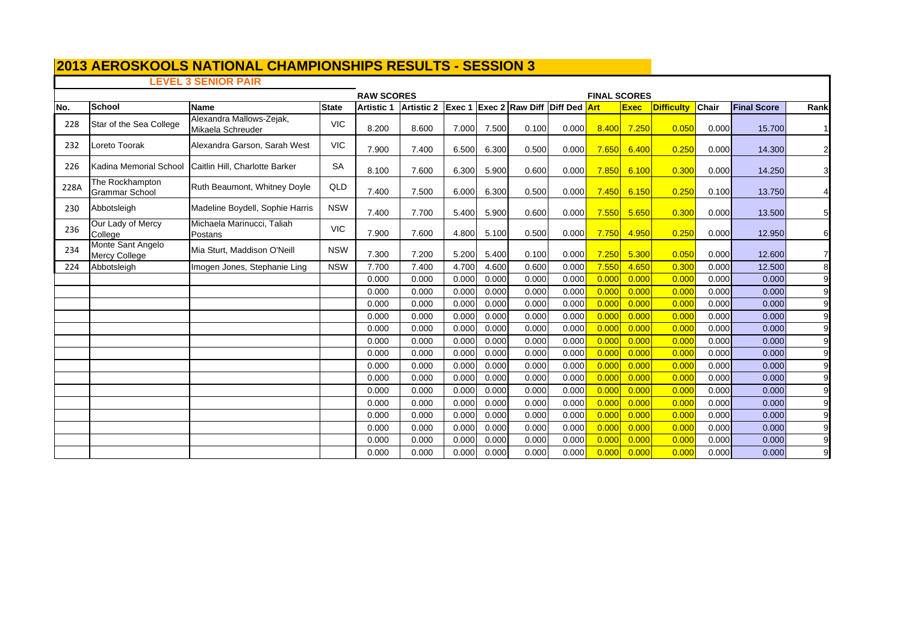# 2013 AEROSKOOLS NATIONAL CHAMPIONSHIPS RESULTS - SESSION 3

## LEVEL 3 SENIOR PAIR

| | | | | RAW SCORES | | | | | | FINAL SCORES | | | | | |
|---|---|---|---|---|---|---|---|---|---|---|---|---|---|---|---|
| No. | School | Name | State | Artistic 1 | Artistic 2 | Exec 1 | Exec 2 | Raw Diff | Diff Ded | Art | Exec | Difficulty | Chair | Final Score | Rank |
| 228 | Star of the Sea College | Alexandra Mallows-Zejak, Mikaela Schreuder | VIC | 8.200 | 8.600 | 7.000 | 7.500 | 0.100 | 0.000 | 8.400 | 7.250 | 0.050 | 0.000 | 15.700 | 1 |
| 232 | Loreto Toorak | Alexandra Garson, Sarah West | VIC | 7.900 | 7.400 | 6.500 | 6.300 | 0.500 | 0.000 | 7.650 | 6.400 | 0.250 | 0.000 | 14.300 | 2 |
| 226 | Kadina Memorial School | Caitlin Hill, Charlotte Barker | SA | 8.100 | 7.600 | 6.300 | 5.900 | 0.600 | 0.000 | 7.850 | 6.100 | 0.300 | 0.000 | 14.250 | 3 |
| 228A | The Rockhampton Grammar School | Ruth Beaumont, Whitney Doyle | QLD | 7.400 | 7.500 | 6.000 | 6.300 | 0.500 | 0.000 | 7.450 | 6.150 | 0.250 | 0.100 | 13.750 | 4 |
| 230 | Abbotsleigh | Madeline Boydell, Sophie Harris | NSW | 7.400 | 7.700 | 5.400 | 5.900 | 0.600 | 0.000 | 7.550 | 5.650 | 0.300 | 0.000 | 13.500 | 5 |
| 236 | Our Lady of Mercy College | Michaela Marinucci, Taliah Postans | VIC | 7.900 | 7.600 | 4.800 | 5.100 | 0.500 | 0.000 | 7.750 | 4.950 | 0.250 | 0.000 | 12.950 | 6 |
| 234 | Monte Sant Angelo Mercy College | Mia Sturt, Maddison O'Neill | NSW | 7.300 | 7.200 | 5.200 | 5.400 | 0.100 | 0.000 | 7.250 | 5.300 | 0.050 | 0.000 | 12.600 | 7 |
| 224 | Abbotsleigh | Imogen Jones, Stephanie Ling | NSW | 7.700 | 7.400 | 4.700 | 4.600 | 0.600 | 0.000 | 7.550 | 4.650 | 0.300 | 0.000 | 12.500 | 8 |
| | | | | 0.000 | 0.000 | 0.000 | 0.000 | 0.000 | 0.000 | 0.000 | 0.000 | 0.000 | 0.000 | 0.000 | 9 |
| | | | | 0.000 | 0.000 | 0.000 | 0.000 | 0.000 | 0.000 | 0.000 | 0.000 | 0.000 | 0.000 | 0.000 | 9 |
| | | | | 0.000 | 0.000 | 0.000 | 0.000 | 0.000 | 0.000 | 0.000 | 0.000 | 0.000 | 0.000 | 0.000 | 9 |
| | | | | 0.000 | 0.000 | 0.000 | 0.000 | 0.000 | 0.000 | 0.000 | 0.000 | 0.000 | 0.000 | 0.000 | 9 |
| | | | | 0.000 | 0.000 | 0.000 | 0.000 | 0.000 | 0.000 | 0.000 | 0.000 | 0.000 | 0.000 | 0.000 | 9 |
| | | | | 0.000 | 0.000 | 0.000 | 0.000 | 0.000 | 0.000 | 0.000 | 0.000 | 0.000 | 0.000 | 0.000 | 9 |
| | | | | 0.000 | 0.000 | 0.000 | 0.000 | 0.000 | 0.000 | 0.000 | 0.000 | 0.000 | 0.000 | 0.000 | 9 |
| | | | | 0.000 | 0.000 | 0.000 | 0.000 | 0.000 | 0.000 | 0.000 | 0.000 | 0.000 | 0.000 | 0.000 | 9 |
| | | | | 0.000 | 0.000 | 0.000 | 0.000 | 0.000 | 0.000 | 0.000 | 0.000 | 0.000 | 0.000 | 0.000 | 9 |
| | | | | 0.000 | 0.000 | 0.000 | 0.000 | 0.000 | 0.000 | 0.000 | 0.000 | 0.000 | 0.000 | 0.000 | 9 |
| | | | | 0.000 | 0.000 | 0.000 | 0.000 | 0.000 | 0.000 | 0.000 | 0.000 | 0.000 | 0.000 | 0.000 | 9 |
| | | | | 0.000 | 0.000 | 0.000 | 0.000 | 0.000 | 0.000 | 0.000 | 0.000 | 0.000 | 0.000 | 0.000 | 9 |
| | | | | 0.000 | 0.000 | 0.000 | 0.000 | 0.000 | 0.000 | 0.000 | 0.000 | 0.000 | 0.000 | 0.000 | 9 |
| | | | | 0.000 | 0.000 | 0.000 | 0.000 | 0.000 | 0.000 | 0.000 | 0.000 | 0.000 | 0.000 | 0.000 | 9 |
| | | | | 0.000 | 0.000 | 0.000 | 0.000 | 0.000 | 0.000 | 0.000 | 0.000 | 0.000 | 0.000 | 0.000 | 9 |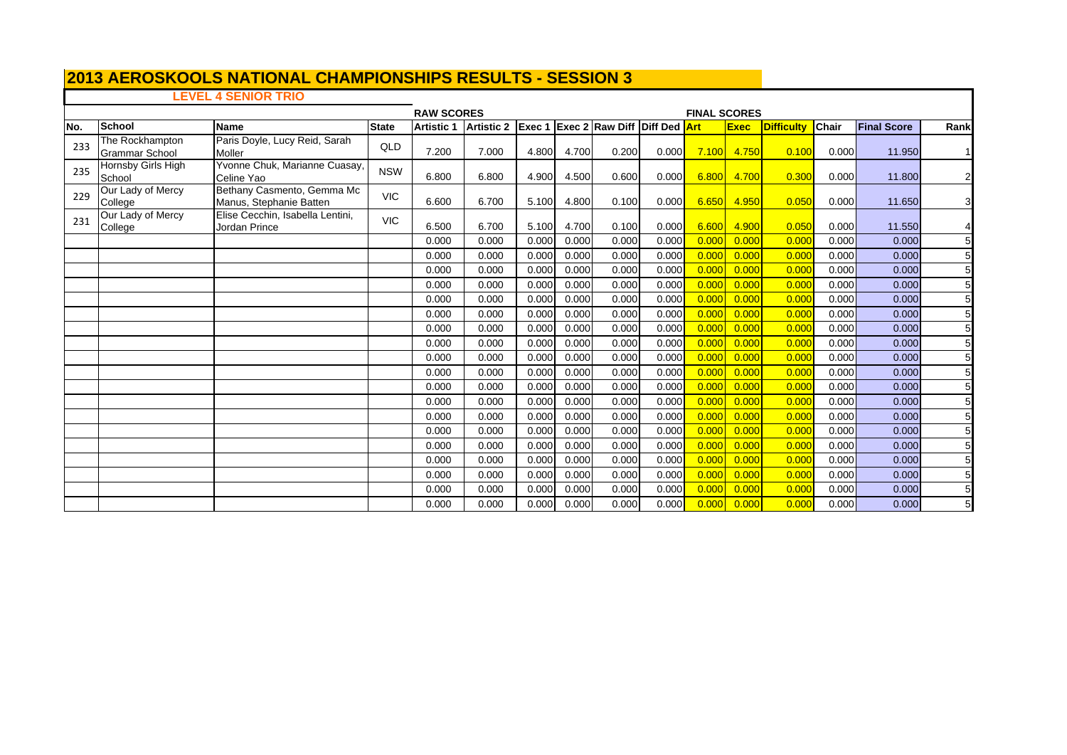# 2013 AEROSKOOLS NATIONAL CHAMPIONSHIPS RESULTS - SESSION 3

## LEVEL 4 SENIOR TRIO

| No. | School | Name | State | RAW SCORES | | | | | | FINAL SCORES | | | | | |
|---|---|---|---|---|---|---|---|---|---|---|---|---|---|---|---|
| | | | | Artistic 1 | Artistic 2 | Exec 1 | Exec 2 | Raw Diff | Diff Ded | Art | Exec | Difficulty | Chair | Final Score | Rank |
| 233 | The Rockhampton Grammar School | Paris Doyle, Lucy Reid, Sarah Moller | QLD | 7.200 | 7.000 | 4.800 | 4.700 | 0.200 | 0.000 | 7.100 | 4.750 | 0.100 | 0.000 | 11.950 | 1 |
| 235 | Hornsby Girls High School | Yvonne Chuk, Marianne Cuasay, Celine Yao | NSW | 6.800 | 6.800 | 4.900 | 4.500 | 0.600 | 0.000 | 6.800 | 4.700 | 0.300 | 0.000 | 11.800 | 2 |
| 229 | Our Lady of Mercy College | Bethany Casmento, Gemma Mc Manus, Stephanie Batten | VIC | 6.600 | 6.700 | 5.100 | 4.800 | 0.100 | 0.000 | 6.650 | 4.950 | 0.050 | 0.000 | 11.650 | 3 |
| 231 | Our Lady of Mercy College | Elise Cecchin, Isabella Lentini, Jordan Prince | VIC | 6.500 | 6.700 | 5.100 | 4.700 | 0.100 | 0.000 | 6.600 | 4.900 | 0.050 | 0.000 | 11.550 | 4 |
| | | | | 0.000 | 0.000 | 0.000 | 0.000 | 0.000 | 0.000 | 0.000 | 0.000 | 0.000 | 0.000 | 0.000 | 5 |
| | | | | 0.000 | 0.000 | 0.000 | 0.000 | 0.000 | 0.000 | 0.000 | 0.000 | 0.000 | 0.000 | 0.000 | 5 |
| | | | | 0.000 | 0.000 | 0.000 | 0.000 | 0.000 | 0.000 | 0.000 | 0.000 | 0.000 | 0.000 | 0.000 | 5 |
| | | | | 0.000 | 0.000 | 0.000 | 0.000 | 0.000 | 0.000 | 0.000 | 0.000 | 0.000 | 0.000 | 0.000 | 5 |
| | | | | 0.000 | 0.000 | 0.000 | 0.000 | 0.000 | 0.000 | 0.000 | 0.000 | 0.000 | 0.000 | 0.000 | 5 |
| | | | | 0.000 | 0.000 | 0.000 | 0.000 | 0.000 | 0.000 | 0.000 | 0.000 | 0.000 | 0.000 | 0.000 | 5 |
| | | | | 0.000 | 0.000 | 0.000 | 0.000 | 0.000 | 0.000 | 0.000 | 0.000 | 0.000 | 0.000 | 0.000 | 5 |
| | | | | 0.000 | 0.000 | 0.000 | 0.000 | 0.000 | 0.000 | 0.000 | 0.000 | 0.000 | 0.000 | 0.000 | 5 |
| | | | | 0.000 | 0.000 | 0.000 | 0.000 | 0.000 | 0.000 | 0.000 | 0.000 | 0.000 | 0.000 | 0.000 | 5 |
| | | | | 0.000 | 0.000 | 0.000 | 0.000 | 0.000 | 0.000 | 0.000 | 0.000 | 0.000 | 0.000 | 0.000 | 5 |
| | | | | 0.000 | 0.000 | 0.000 | 0.000 | 0.000 | 0.000 | 0.000 | 0.000 | 0.000 | 0.000 | 0.000 | 5 |
| | | | | 0.000 | 0.000 | 0.000 | 0.000 | 0.000 | 0.000 | 0.000 | 0.000 | 0.000 | 0.000 | 0.000 | 5 |
| | | | | 0.000 | 0.000 | 0.000 | 0.000 | 0.000 | 0.000 | 0.000 | 0.000 | 0.000 | 0.000 | 0.000 | 5 |
| | | | | 0.000 | 0.000 | 0.000 | 0.000 | 0.000 | 0.000 | 0.000 | 0.000 | 0.000 | 0.000 | 0.000 | 5 |
| | | | | 0.000 | 0.000 | 0.000 | 0.000 | 0.000 | 0.000 | 0.000 | 0.000 | 0.000 | 0.000 | 0.000 | 5 |
| | | | | 0.000 | 0.000 | 0.000 | 0.000 | 0.000 | 0.000 | 0.000 | 0.000 | 0.000 | 0.000 | 0.000 | 5 |
| | | | | 0.000 | 0.000 | 0.000 | 0.000 | 0.000 | 0.000 | 0.000 | 0.000 | 0.000 | 0.000 | 0.000 | 5 |
| | | | | 0.000 | 0.000 | 0.000 | 0.000 | 0.000 | 0.000 | 0.000 | 0.000 | 0.000 | 0.000 | 0.000 | 5 |
| | | | | 0.000 | 0.000 | 0.000 | 0.000 | 0.000 | 0.000 | 0.000 | 0.000 | 0.000 | 0.000 | 0.000 | 5 |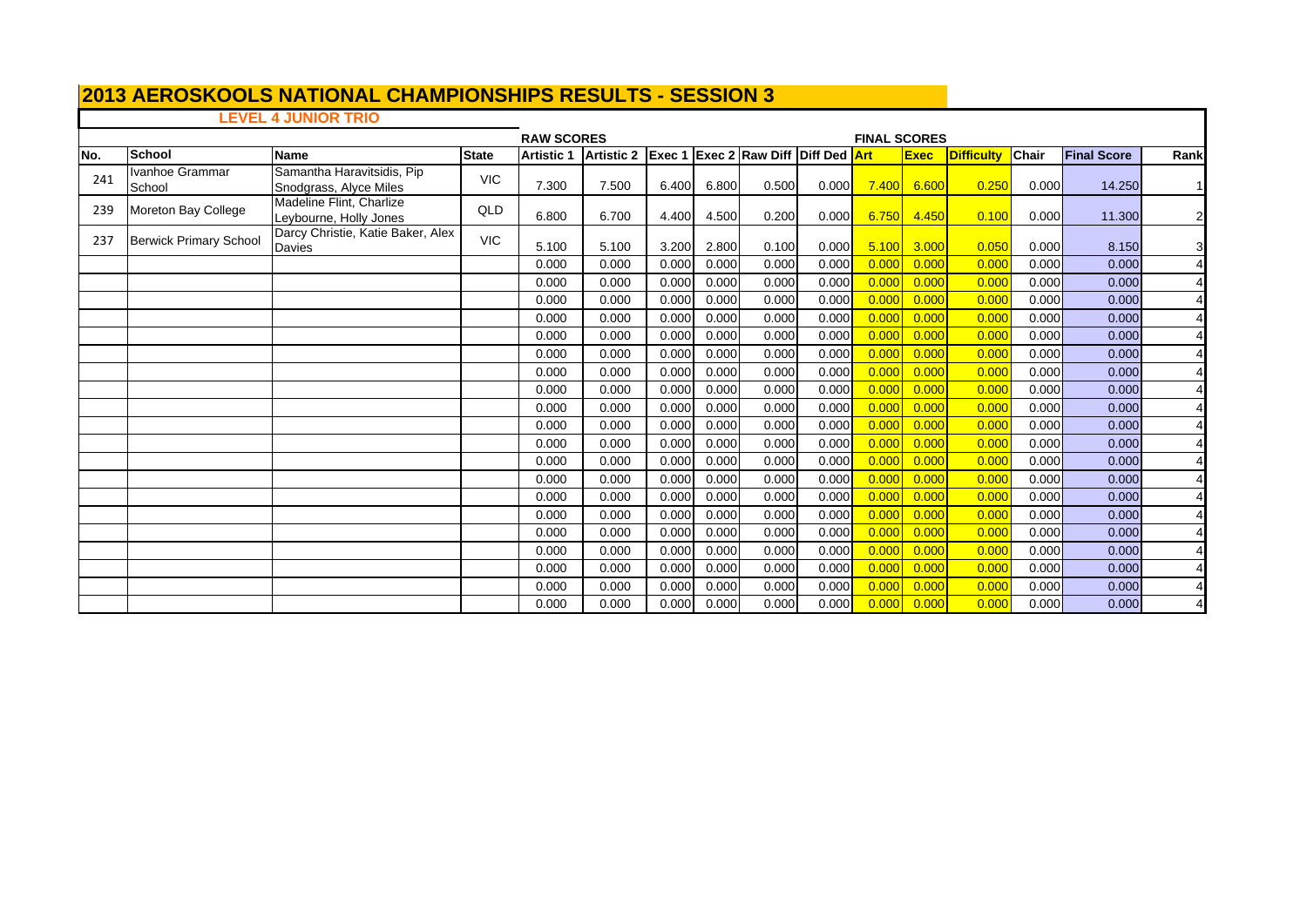# 2013 AEROSKOOLS NATIONAL CHAMPIONSHIPS RESULTS - SESSION 3

## LEVEL 4 JUNIOR TRIO

| | | | | RAW SCORES | | | | | | FINAL SCORES | | | | | |
|---|---|---|---|---|---|---|---|---|---|---|---|---|---|---|---|
| No. | School | Name | State | Artistic 1 | Artistic 2 | Exec 1 | Exec 2 | Raw Diff | Diff Ded | Art | Exec | Difficulty | Chair | Final Score | Rank |
| 241 | Ivanhoe Grammar School | Samantha Haravitsidis, Pip Snodgrass, Alyce Miles | VIC | 7.300 | 7.500 | 6.400 | 6.800 | 0.500 | 0.000 | 7.400 | 6.600 | 0.250 | 0.000 | 14.250 | 1 |
| 239 | Moreton Bay College | Madeline Flint, Charlize Leybourne, Holly Jones | QLD | 6.800 | 6.700 | 4.400 | 4.500 | 0.200 | 0.000 | 6.750 | 4.450 | 0.100 | 0.000 | 11.300 | 2 |
| 237 | Berwick Primary School | Darcy Christie, Katie Baker, Alex Davies | VIC | 5.100 | 5.100 | 3.200 | 2.800 | 0.100 | 0.000 | 5.100 | 3.000 | 0.050 | 0.000 | 8.150 | 3 |
| | | | | 0.000 | 0.000 | 0.000 | 0.000 | 0.000 | 0.000 | 0.000 | 0.000 | 0.000 | 0.000 | 0.000 | 4 |
| | | | | 0.000 | 0.000 | 0.000 | 0.000 | 0.000 | 0.000 | 0.000 | 0.000 | 0.000 | 0.000 | 0.000 | 4 |
| | | | | 0.000 | 0.000 | 0.000 | 0.000 | 0.000 | 0.000 | 0.000 | 0.000 | 0.000 | 0.000 | 0.000 | 4 |
| | | | | 0.000 | 0.000 | 0.000 | 0.000 | 0.000 | 0.000 | 0.000 | 0.000 | 0.000 | 0.000 | 0.000 | 4 |
| | | | | 0.000 | 0.000 | 0.000 | 0.000 | 0.000 | 0.000 | 0.000 | 0.000 | 0.000 | 0.000 | 0.000 | 4 |
| | | | | 0.000 | 0.000 | 0.000 | 0.000 | 0.000 | 0.000 | 0.000 | 0.000 | 0.000 | 0.000 | 0.000 | 4 |
| | | | | 0.000 | 0.000 | 0.000 | 0.000 | 0.000 | 0.000 | 0.000 | 0.000 | 0.000 | 0.000 | 0.000 | 4 |
| | | | | 0.000 | 0.000 | 0.000 | 0.000 | 0.000 | 0.000 | 0.000 | 0.000 | 0.000 | 0.000 | 0.000 | 4 |
| | | | | 0.000 | 0.000 | 0.000 | 0.000 | 0.000 | 0.000 | 0.000 | 0.000 | 0.000 | 0.000 | 0.000 | 4 |
| | | | | 0.000 | 0.000 | 0.000 | 0.000 | 0.000 | 0.000 | 0.000 | 0.000 | 0.000 | 0.000 | 0.000 | 4 |
| | | | | 0.000 | 0.000 | 0.000 | 0.000 | 0.000 | 0.000 | 0.000 | 0.000 | 0.000 | 0.000 | 0.000 | 4 |
| | | | | 0.000 | 0.000 | 0.000 | 0.000 | 0.000 | 0.000 | 0.000 | 0.000 | 0.000 | 0.000 | 0.000 | 4 |
| | | | | 0.000 | 0.000 | 0.000 | 0.000 | 0.000 | 0.000 | 0.000 | 0.000 | 0.000 | 0.000 | 0.000 | 4 |
| | | | | 0.000 | 0.000 | 0.000 | 0.000 | 0.000 | 0.000 | 0.000 | 0.000 | 0.000 | 0.000 | 0.000 | 4 |
| | | | | 0.000 | 0.000 | 0.000 | 0.000 | 0.000 | 0.000 | 0.000 | 0.000 | 0.000 | 0.000 | 0.000 | 4 |
| | | | | 0.000 | 0.000 | 0.000 | 0.000 | 0.000 | 0.000 | 0.000 | 0.000 | 0.000 | 0.000 | 0.000 | 4 |
| | | | | 0.000 | 0.000 | 0.000 | 0.000 | 0.000 | 0.000 | 0.000 | 0.000 | 0.000 | 0.000 | 0.000 | 4 |
| | | | | 0.000 | 0.000 | 0.000 | 0.000 | 0.000 | 0.000 | 0.000 | 0.000 | 0.000 | 0.000 | 0.000 | 4 |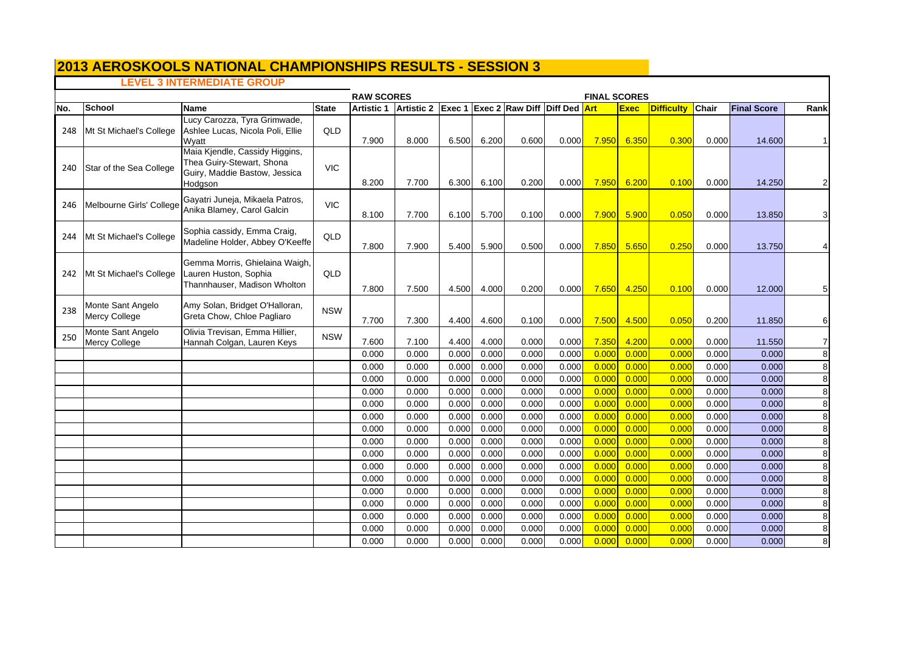# 2013 AEROSKOOLS NATIONAL CHAMPIONSHIPS RESULTS - SESSION 3

### LEVEL 3 INTERMEDIATE GROUP

| No. | School | Name | State | RAW SCORES Artistic 1 | Artistic 2 | Exec 1 | Exec 2 | Raw Diff | Diff Ded | FINAL SCORES Art | Exec | Difficulty | Chair | Final Score | Rank |
|---|---|---|---|---|---|---|---|---|---|---|---|---|---|---|---|
| 248 | Mt St Michael's College | Lucy Carozza, Tyra Grimwade, Ashlee Lucas, Nicola Poli, Ellie Wyatt | QLD | 7.900 | 8.000 | 6.500 | 6.200 | 0.600 | 0.000 | 7.950 | 6.350 | 0.300 | 0.000 | 14.600 | 1 |
| 240 | Star of the Sea College | Maia Kjendle, Cassidy Higgins, Thea Guiry-Stewart, Shona Guiry, Maddie Bastow, Jessica Hodgson | VIC | 8.200 | 7.700 | 6.300 | 6.100 | 0.200 | 0.000 | 7.950 | 6.200 | 0.100 | 0.000 | 14.250 | 2 |
| 246 | Melbourne Girls' College | Gayatri Juneja, Mikaela Patros, Anika Blamey, Carol Galcin | VIC | 8.100 | 7.700 | 6.100 | 5.700 | 0.100 | 0.000 | 7.900 | 5.900 | 0.050 | 0.000 | 13.850 | 3 |
| 244 | Mt St Michael's College | Sophia cassidy, Emma Craig, Madeline Holder, Abbey O'Keeffe | QLD | 7.800 | 7.900 | 5.400 | 5.900 | 0.500 | 0.000 | 7.850 | 5.650 | 0.250 | 0.000 | 13.750 | 4 |
| 242 | Mt St Michael's College | Gemma Morris, Ghielaina Waigh, Lauren Huston, Sophia Thannhauser, Madison Wholton | QLD | 7.800 | 7.500 | 4.500 | 4.000 | 0.200 | 0.000 | 7.650 | 4.250 | 0.100 | 0.000 | 12.000 | 5 |
| 238 | Monte Sant Angelo Mercy College | Amy Solan, Bridget O'Halloran, Greta Chow, Chloe Pagliaro | NSW | 7.700 | 7.300 | 4.400 | 4.600 | 0.100 | 0.000 | 7.500 | 4.500 | 0.050 | 0.200 | 11.850 | 6 |
| 250 | Monte Sant Angelo Mercy College | Olivia Trevisan, Emma Hillier, Hannah Colgan, Lauren Keys | NSW | 7.600 | 7.100 | 4.400 | 4.000 | 0.000 | 0.000 | 7.350 | 4.200 | 0.000 | 0.000 | 11.550 | 7 |
| | | | | 0.000 | 0.000 | 0.000 | 0.000 | 0.000 | 0.000 | 0.000 | 0.000 | 0.000 | 0.000 | 0.000 | 8 |
| | | | | 0.000 | 0.000 | 0.000 | 0.000 | 0.000 | 0.000 | 0.000 | 0.000 | 0.000 | 0.000 | 0.000 | 8 |
| | | | | 0.000 | 0.000 | 0.000 | 0.000 | 0.000 | 0.000 | 0.000 | 0.000 | 0.000 | 0.000 | 0.000 | 8 |
| | | | | 0.000 | 0.000 | 0.000 | 0.000 | 0.000 | 0.000 | 0.000 | 0.000 | 0.000 | 0.000 | 0.000 | 8 |
| | | | | 0.000 | 0.000 | 0.000 | 0.000 | 0.000 | 0.000 | 0.000 | 0.000 | 0.000 | 0.000 | 0.000 | 8 |
| | | | | 0.000 | 0.000 | 0.000 | 0.000 | 0.000 | 0.000 | 0.000 | 0.000 | 0.000 | 0.000 | 0.000 | 8 |
| | | | | 0.000 | 0.000 | 0.000 | 0.000 | 0.000 | 0.000 | 0.000 | 0.000 | 0.000 | 0.000 | 0.000 | 8 |
| | | | | 0.000 | 0.000 | 0.000 | 0.000 | 0.000 | 0.000 | 0.000 | 0.000 | 0.000 | 0.000 | 0.000 | 8 |
| | | | | 0.000 | 0.000 | 0.000 | 0.000 | 0.000 | 0.000 | 0.000 | 0.000 | 0.000 | 0.000 | 0.000 | 8 |
| | | | | 0.000 | 0.000 | 0.000 | 0.000 | 0.000 | 0.000 | 0.000 | 0.000 | 0.000 | 0.000 | 0.000 | 8 |
| | | | | 0.000 | 0.000 | 0.000 | 0.000 | 0.000 | 0.000 | 0.000 | 0.000 | 0.000 | 0.000 | 0.000 | 8 |
| | | | | 0.000 | 0.000 | 0.000 | 0.000 | 0.000 | 0.000 | 0.000 | 0.000 | 0.000 | 0.000 | 0.000 | 8 |
| | | | | 0.000 | 0.000 | 0.000 | 0.000 | 0.000 | 0.000 | 0.000 | 0.000 | 0.000 | 0.000 | 0.000 | 8 |
| | | | | 0.000 | 0.000 | 0.000 | 0.000 | 0.000 | 0.000 | 0.000 | 0.000 | 0.000 | 0.000 | 0.000 | 8 |
| | | | | 0.000 | 0.000 | 0.000 | 0.000 | 0.000 | 0.000 | 0.000 | 0.000 | 0.000 | 0.000 | 0.000 | 8 |
| | | | | 0.000 | 0.000 | 0.000 | 0.000 | 0.000 | 0.000 | 0.000 | 0.000 | 0.000 | 0.000 | 0.000 | 8 |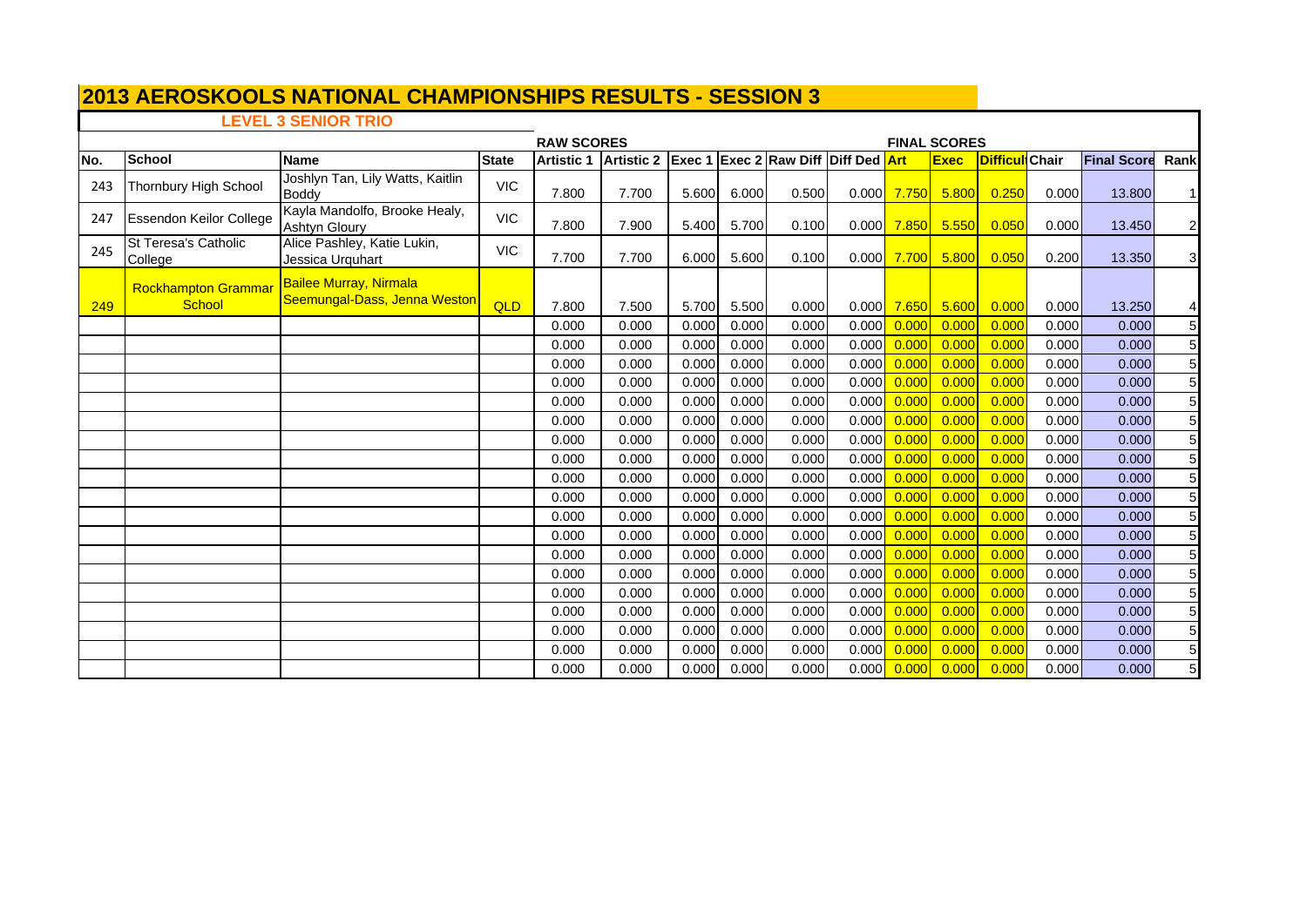# 2013 AEROSKOOLS NATIONAL CHAMPIONSHIPS RESULTS - SESSION 3

## LEVEL 3 SENIOR TRIO

| | | | | RAW SCORES | | | | | | FINAL SCORES | | | | | |
|---|---|---|---|---|---|---|---|---|---|---|---|---|---|---|---|
| No. | School | Name | State | Artistic 1 | Artistic 2 | Exec 1 | Exec 2 | Raw Diff | Diff Ded | Art | Exec | Difficul | Chair | Final Score | Rank |
| 243 | Thornbury High School | Joshlyn Tan, Lily Watts, Kaitlin Boddy | VIC | 7.800 | 7.700 | 5.600 | 6.000 | 0.500 | 0.000 | 7.750 | 5.800 | 0.250 | 0.000 | 13.800 | 1 |
| 247 | Essendon Keilor College | Kayla Mandolfo, Brooke Healy, Ashtyn Gloury | VIC | 7.800 | 7.900 | 5.400 | 5.700 | 0.100 | 0.000 | 7.850 | 5.550 | 0.050 | 0.000 | 13.450 | 2 |
| 245 | St Teresa's Catholic College | Alice Pashley, Katie Lukin, Jessica Urquhart | VIC | 7.700 | 7.700 | 6.000 | 5.600 | 0.100 | 0.000 | 7.700 | 5.800 | 0.050 | 0.200 | 13.350 | 3 |
| 249 | Rockhampton Grammar School | Bailee Murray, Nirmala Seemungal-Dass, Jenna Weston | QLD | 7.800 | 7.500 | 5.700 | 5.500 | 0.000 | 0.000 | 7.650 | 5.600 | 0.000 | 0.000 | 13.250 | 4 |
| | | | | 0.000 | 0.000 | 0.000 | 0.000 | 0.000 | 0.000 | 0.000 | 0.000 | 0.000 | 0.000 | 0.000 | 5 |
| | | | | 0.000 | 0.000 | 0.000 | 0.000 | 0.000 | 0.000 | 0.000 | 0.000 | 0.000 | 0.000 | 0.000 | 5 |
| | | | | 0.000 | 0.000 | 0.000 | 0.000 | 0.000 | 0.000 | 0.000 | 0.000 | 0.000 | 0.000 | 0.000 | 5 |
| | | | | 0.000 | 0.000 | 0.000 | 0.000 | 0.000 | 0.000 | 0.000 | 0.000 | 0.000 | 0.000 | 0.000 | 5 |
| | | | | 0.000 | 0.000 | 0.000 | 0.000 | 0.000 | 0.000 | 0.000 | 0.000 | 0.000 | 0.000 | 0.000 | 5 |
| | | | | 0.000 | 0.000 | 0.000 | 0.000 | 0.000 | 0.000 | 0.000 | 0.000 | 0.000 | 0.000 | 0.000 | 5 |
| | | | | 0.000 | 0.000 | 0.000 | 0.000 | 0.000 | 0.000 | 0.000 | 0.000 | 0.000 | 0.000 | 0.000 | 5 |
| | | | | 0.000 | 0.000 | 0.000 | 0.000 | 0.000 | 0.000 | 0.000 | 0.000 | 0.000 | 0.000 | 0.000 | 5 |
| | | | | 0.000 | 0.000 | 0.000 | 0.000 | 0.000 | 0.000 | 0.000 | 0.000 | 0.000 | 0.000 | 0.000 | 5 |
| | | | | 0.000 | 0.000 | 0.000 | 0.000 | 0.000 | 0.000 | 0.000 | 0.000 | 0.000 | 0.000 | 0.000 | 5 |
| | | | | 0.000 | 0.000 | 0.000 | 0.000 | 0.000 | 0.000 | 0.000 | 0.000 | 0.000 | 0.000 | 0.000 | 5 |
| | | | | 0.000 | 0.000 | 0.000 | 0.000 | 0.000 | 0.000 | 0.000 | 0.000 | 0.000 | 0.000 | 0.000 | 5 |
| | | | | 0.000 | 0.000 | 0.000 | 0.000 | 0.000 | 0.000 | 0.000 | 0.000 | 0.000 | 0.000 | 0.000 | 5 |
| | | | | 0.000 | 0.000 | 0.000 | 0.000 | 0.000 | 0.000 | 0.000 | 0.000 | 0.000 | 0.000 | 0.000 | 5 |
| | | | | 0.000 | 0.000 | 0.000 | 0.000 | 0.000 | 0.000 | 0.000 | 0.000 | 0.000 | 0.000 | 0.000 | 5 |
| | | | | 0.000 | 0.000 | 0.000 | 0.000 | 0.000 | 0.000 | 0.000 | 0.000 | 0.000 | 0.000 | 0.000 | 5 |
| | | | | 0.000 | 0.000 | 0.000 | 0.000 | 0.000 | 0.000 | 0.000 | 0.000 | 0.000 | 0.000 | 0.000 | 5 |
| | | | | 0.000 | 0.000 | 0.000 | 0.000 | 0.000 | 0.000 | 0.000 | 0.000 | 0.000 | 0.000 | 0.000 | 5 |